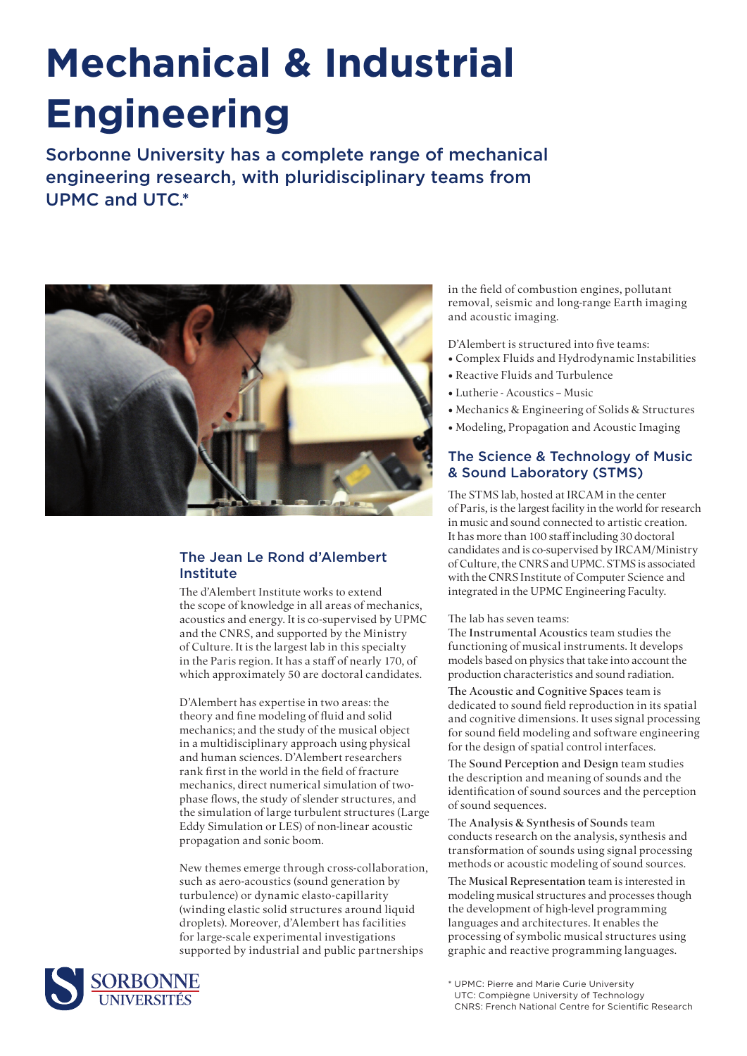# Mechanical & Industrial Engineering

Sorbonne University has a complete range of mechanical engineering research, with pluridisciplinary teams from UPMC and UTC.*

## The Jean Le Rond d'Alembert Institute

The d'Alembert Institute works to extend the scope of knowledge in all areas of mechanics, acoustics and energy. It is co-supervised by UPMC and the CNRS, and supported by the Ministry of Culture. It is the largest lab in this specialty in the Paris region. It has a staff of nearly 170, of which approximately 50 are doctoral candidates.

D'Alembert has expertise in two areas: the theory and fine modeling of fluid and solid mechanics; and the study of the musical object in a multidisciplinary approach using physical and human sciences. D'Alembert researchers rank first in the world in the field of fracture mechanics, direct numerical simulation of two-phase flows, the study of slender structures, and the simulation of large turbulent structures (Large Eddy Simulation or LES) of non-linear acoustic propagation and sonic boom.

New themes emerge through cross-collaboration, such as aero-acoustics (sound generation by turbulence) or dynamic elasto-capillarity (winding elastic solid structures around liquid droplets). Moreover, d'Alembert has facilities for large-scale experimental investigations supported by industrial and public partnerships in the field of combustion engines, pollutant removal, seismic and long-range Earth imaging and acoustic imaging.

D'Alembert is structured into five teams:

- Complex Fluids and Hydrodynamic Instabilities
- Reactive Fluids and Turbulence
- Lutherie - Acoustics – Music
- Mechanics & Engineering of Solids & Structures
- Modeling, Propagation and Acoustic Imaging

## The Science & Technology of Music & Sound Laboratory (STMS)

The STMS lab, hosted at IRCAM in the center of Paris, is the largest facility in the world for research in music and sound connected to artistic creation. It has more than 100 staff including 30 doctoral candidates and is co-supervised by IRCAM/Ministry of Culture, the CNRS and UPMC. STMS is associated with the CNRS Institute of Computer Science and integrated in the UPMC Engineering Faculty.

The lab has seven teams:

The **Instrumental Acoustics** team studies the functioning of musical instruments. It develops models based on physics that take into account the production characteristics and sound radiation.

The **Acoustic and Cognitive Spaces** team is dedicated to sound field reproduction in its spatial and cognitive dimensions. It uses signal processing for sound field modeling and software engineering for the design of spatial control interfaces.

The **Sound Perception and Design** team studies the description and meaning of sounds and the identification of sound sources and the perception of sound sequences.

The **Analysis & Synthesis of Sounds** team conducts research on the analysis, synthesis and transformation of sounds using signal processing methods or acoustic modeling of sound sources.

The **Musical Representation** team is interested in modeling musical structures and processes though the development of high-level programming languages and architectures. It enables the processing of symbolic musical structures using graphic and reactive programming languages.

\* UPMC: Pierre and Marie Curie University
UTC: Compiègne University of Technology
CNRS: French National Centre for Scientific Research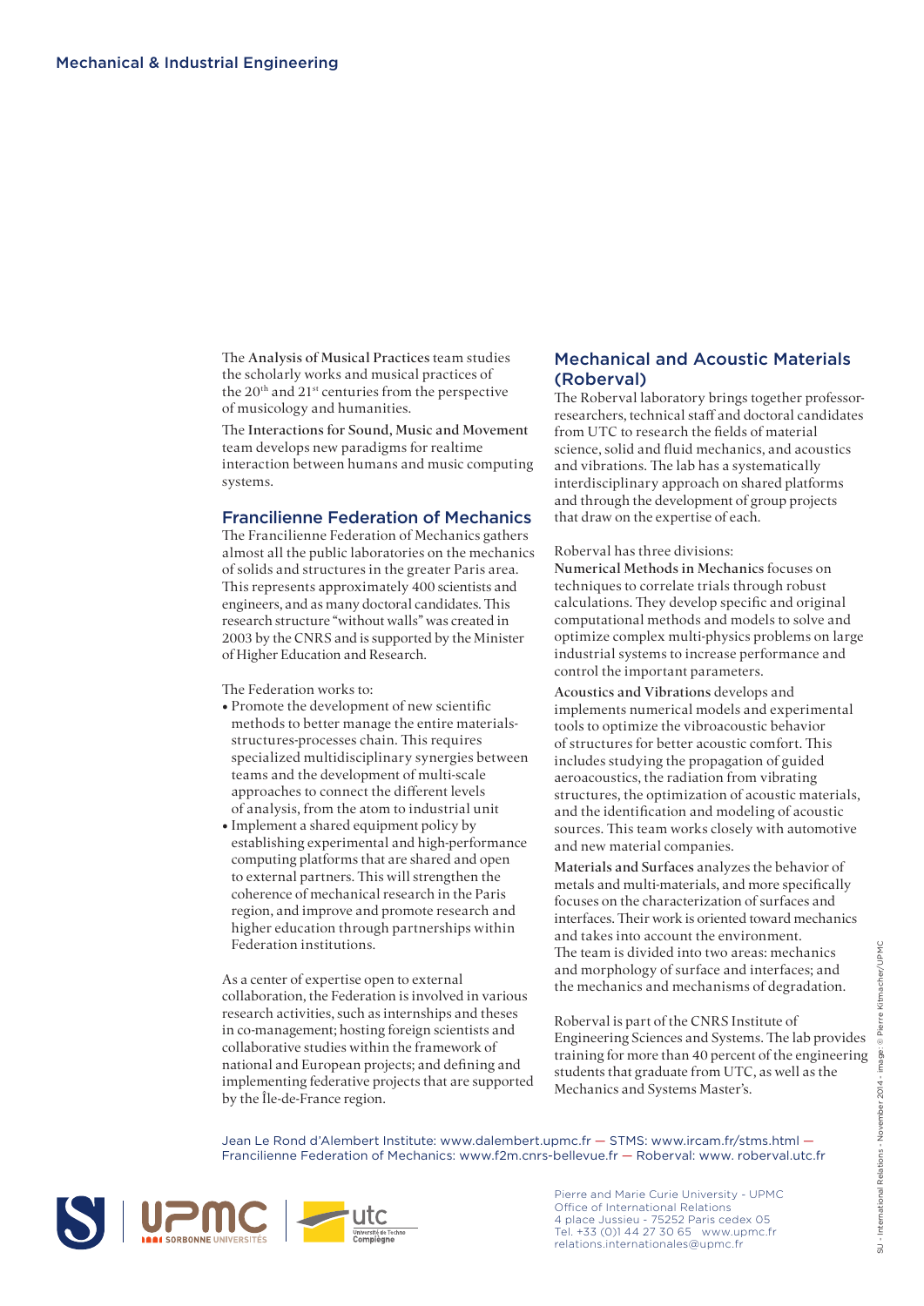The **Analysis of Musical Practices** team studies the scholarly works and musical practices of the 20th and 21st centuries from the perspective of musicology and humanities.

The **Interactions for Sound, Music and Movement** team develops new paradigms for realtime interaction between humans and music computing systems.

## Francilienne Federation of Mechanics

The Francilienne Federation of Mechanics gathers almost all the public laboratories on the mechanics of solids and structures in the greater Paris area. This represents approximately 400 scientists and engineers, and as many doctoral candidates. This research structure "without walls" was created in 2003 by the CNRS and is supported by the Minister of Higher Education and Research.

The Federation works to:

- Promote the development of new scientific methods to better manage the entire materials-structures-processes chain. This requires specialized multidisciplinary synergies between teams and the development of multi-scale approaches to connect the different levels of analysis, from the atom to industrial unit
- Implement a shared equipment policy by establishing experimental and high-performance computing platforms that are shared and open to external partners. This will strengthen the coherence of mechanical research in the Paris region, and improve and promote research and higher education through partnerships within Federation institutions.

As a center of expertise open to external collaboration, the Federation is involved in various research activities, such as internships and theses in co-management; hosting foreign scientists and collaborative studies within the framework of national and European projects; and defining and implementing federative projects that are supported by the Île-de-France region.

## Mechanical and Acoustic Materials (Roberval)

The Roberval laboratory brings together professor-researchers, technical staff and doctoral candidates from UTC to research the fields of material science, solid and fluid mechanics, and acoustics and vibrations. The lab has a systematically interdisciplinary approach on shared platforms and through the development of group projects that draw on the expertise of each.

Roberval has three divisions:

**Numerical Methods in Mechanics** focuses on techniques to correlate trials through robust calculations. They develop specific and original computational methods and models to solve and optimize complex multi-physics problems on large industrial systems to increase performance and control the important parameters.

**Acoustics and Vibrations** develops and implements numerical models and experimental tools to optimize the vibroacoustic behavior of structures for better acoustic comfort. This includes studying the propagation of guided aeroacoustics, the radiation from vibrating structures, the optimization of acoustic materials, and the identification and modeling of acoustic sources. This team works closely with automotive and new material companies.

**Materials and Surfaces** analyzes the behavior of metals and multi-materials, and more specifically focuses on the characterization of surfaces and interfaces. Their work is oriented toward mechanics and takes into account the environment. The team is divided into two areas: mechanics and morphology of surface and interfaces; and the mechanics and mechanisms of degradation.

Roberval is part of the CNRS Institute of Engineering Sciences and Systems. The lab provides training for more than 40 percent of the engineering students that graduate from UTC, as well as the Mechanics and Systems Master's.

Jean Le Rond d'Alembert Institute: www.dalembert.upmc.fr — STMS: www.ircam.fr/stms.html — Francilienne Federation of Mechanics: www.f2m.cnrs-bellevue.fr — Roberval: www. roberval.utc.fr

Pierre and Marie Curie University - UPMC
Office of International Relations
4 place Jussieu - 75252 Paris cedex 05
Tel. +33 (0)1 44 27 30 65 www.upmc.fr
relations.internationales@upmc.fr

SU - International Relations - November 2014 - image: © Pierre Kitmacher/UPMC